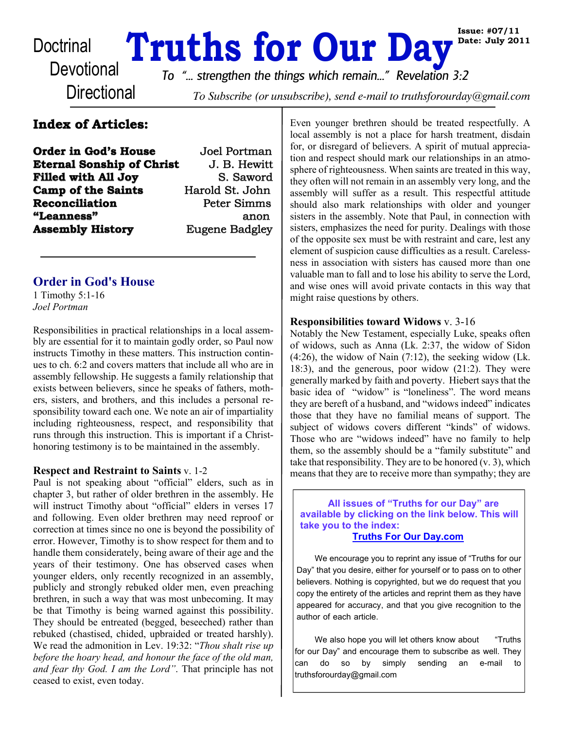Doctrinal
Devotional
Directional

# Truths for Our Day

**Issue: #07/11**
**Date: July 2011**

*To "... strengthen the things which remain..." Revelation 3:2*

*To Subscribe (or unsubscribe), send e-mail to truthsforourday@gmail.com*

## Index of Articles:

| | |
|---|---|
| **Order in God's House** | Joel Portman |
| **Eternal Sonship of Christ** | J. B. Hewitt |
| **Filled with All Joy** | S. Saword |
| **Camp of the Saints** | Harold St. John |
| **Reconciliation** | Peter Simms |
| **"Leanness"** | anon |
| **Assembly History** | Eugene Badgley |

## Order in God's House

1 Timothy 5:1-16
*Joel Portman*

Responsibilities in practical relationships in a local assembly are essential for it to maintain godly order, so Paul now instructs Timothy in these matters. This instruction continues to ch. 6:2 and covers matters that include all who are in assembly fellowship. He suggests a family relationship that exists between believers, since he speaks of fathers, mothers, sisters, and brothers, and this includes a personal responsibility toward each one. We note an air of impartiality including righteousness, respect, and responsibility that runs through this instruction. This is important if a Christ-honoring testimony is to be maintained in the assembly.

### Respect and Restraint to Saints v. 1-2

Paul is not speaking about "official" elders, such as in chapter 3, but rather of older brethren in the assembly. He will instruct Timothy about "official" elders in verses 17 and following. Even older brethren may need reproof or correction at times since no one is beyond the possibility of error. However, Timothy is to show respect for them and to handle them considerately, being aware of their age and the years of their testimony. One has observed cases when younger elders, only recently recognized in an assembly, publicly and strongly rebuked older men, even preaching brethren, in such a way that was most unbecoming. It may be that Timothy is being warned against this possibility. They should be entreated (begged, beseeched) rather than rebuked (chastised, chided, upbraided or treated harshly). We read the admonition in Lev. 19:32: "*Thou shalt rise up before the hoary head, and honour the face of the old man, and fear thy God. I am the Lord*". That principle has not ceased to exist, even today.

Even younger brethren should be treated respectfully. A local assembly is not a place for harsh treatment, disdain for, or disregard of believers. A spirit of mutual appreciation and respect should mark our relationships in an atmosphere of righteousness. When saints are treated in this way, they often will not remain in an assembly very long, and the assembly will suffer as a result. This respectful attitude should also mark relationships with older and younger sisters in the assembly. Note that Paul, in connection with sisters, emphasizes the need for purity. Dealings with those of the opposite sex must be with restraint and care, lest any element of suspicion cause difficulties as a result. Carelessness in association with sisters has caused more than one valuable man to fall and to lose his ability to serve the Lord, and wise ones will avoid private contacts in this way that might raise questions by others.

### Responsibilities toward Widows v. 3-16

Notably the New Testament, especially Luke, speaks often of widows, such as Anna (Lk. 2:37, the widow of Sidon (4:26), the widow of Nain (7:12), the seeking widow (Lk. 18:3), and the generous, poor widow (21:2). They were generally marked by faith and poverty. Hiebert says that the basic idea of "widow" is "loneliness". The word means they are bereft of a husband, and "widows indeed" indicates those that they have no familial means of support. The subject of widows covers different "kinds" of widows. Those who are "widows indeed" have no family to help them, so the assembly should be a "family substitute" and take that responsibility. They are to be honored (v. 3), which means that they are to receive more than sympathy; they are

---

**All issues of "Truths for our Day" are available by clicking on the link below. This will take you to the index:**
**Truths For Our Day.com**

We encourage you to reprint any issue of "Truths for our Day" that you desire, either for yourself or to pass on to other believers. Nothing is copyrighted, but we do request that you copy the entirety of the articles and reprint them as they have appeared for accuracy, and that you give recognition to the author of each article.

We also hope you will let others know about "Truths for our Day" and encourage them to subscribe as well. They can do so by simply sending an e-mail to truthsforourday@gmail.com

---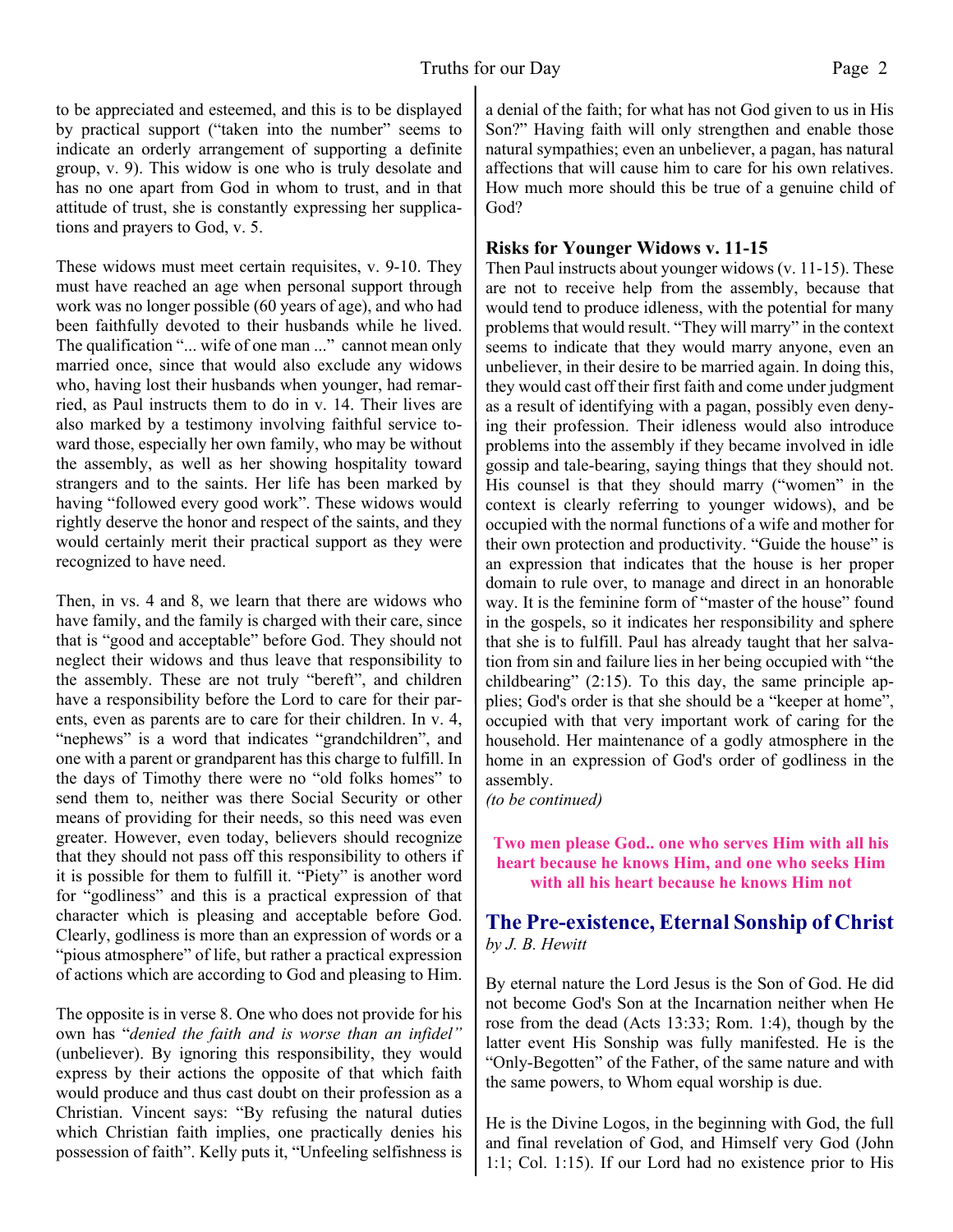to be appreciated and esteemed, and this is to be displayed by practical support ("taken into the number" seems to indicate an orderly arrangement of supporting a definite group, v. 9). This widow is one who is truly desolate and has no one apart from God in whom to trust, and in that attitude of trust, she is constantly expressing her supplications and prayers to God, v. 5.

These widows must meet certain requisites, v. 9-10. They must have reached an age when personal support through work was no longer possible (60 years of age), and who had been faithfully devoted to their husbands while he lived. The qualification "... wife of one man ..." cannot mean only married once, since that would also exclude any widows who, having lost their husbands when younger, had remarried, as Paul instructs them to do in v. 14. Their lives are also marked by a testimony involving faithful service toward those, especially her own family, who may be without the assembly, as well as her showing hospitality toward strangers and to the saints. Her life has been marked by having "followed every good work". These widows would rightly deserve the honor and respect of the saints, and they would certainly merit their practical support as they were recognized to have need.

Then, in vs. 4 and 8, we learn that there are widows who have family, and the family is charged with their care, since that is "good and acceptable" before God. They should not neglect their widows and thus leave that responsibility to the assembly. These are not truly "bereft", and children have a responsibility before the Lord to care for their parents, even as parents are to care for their children. In v. 4, "nephews" is a word that indicates "grandchildren", and one with a parent or grandparent has this charge to fulfill. In the days of Timothy there were no "old folks homes" to send them to, neither was there Social Security or other means of providing for their needs, so this need was even greater. However, even today, believers should recognize that they should not pass off this responsibility to others if it is possible for them to fulfill it. "Piety" is another word for "godliness" and this is a practical expression of that character which is pleasing and acceptable before God. Clearly, godliness is more than an expression of words or a "pious atmosphere" of life, but rather a practical expression of actions which are according to God and pleasing to Him.

The opposite is in verse 8. One who does not provide for his own has "*denied the faith and is worse than an infidel"* (unbeliever). By ignoring this responsibility, they would express by their actions the opposite of that which faith would produce and thus cast doubt on their profession as a Christian. Vincent says: "By refusing the natural duties which Christian faith implies, one practically denies his possession of faith". Kelly puts it, "Unfeeling selfishness is a denial of the faith; for what has not God given to us in His Son?" Having faith will only strengthen and enable those natural sympathies; even an unbeliever, a pagan, has natural affections that will cause him to care for his own relatives. How much more should this be true of a genuine child of God?

### Risks for Younger Widows v. 11-15

Then Paul instructs about younger widows (v. 11-15). These are not to receive help from the assembly, because that would tend to produce idleness, with the potential for many problems that would result. "They will marry" in the context seems to indicate that they would marry anyone, even an unbeliever, in their desire to be married again. In doing this, they would cast off their first faith and come under judgment as a result of identifying with a pagan, possibly even denying their profession. Their idleness would also introduce problems into the assembly if they became involved in idle gossip and tale-bearing, saying things that they should not. His counsel is that they should marry ("women" in the context is clearly referring to younger widows), and be occupied with the normal functions of a wife and mother for their own protection and productivity. "Guide the house" is an expression that indicates that the house is her proper domain to rule over, to manage and direct in an honorable way. It is the feminine form of "master of the house" found in the gospels, so it indicates her responsibility and sphere that she is to fulfill. Paul has already taught that her salvation from sin and failure lies in her being occupied with "the childbearing" (2:15). To this day, the same principle applies; God's order is that she should be a "keeper at home", occupied with that very important work of caring for the household. Her maintenance of a godly atmosphere in the home in an expression of God's order of godliness in the assembly.

*(to be continued)*

**Two men please God.. one who serves Him with all his heart because he knows Him, and one who seeks Him with all his heart because he knows Him not**

## The Pre-existence, Eternal Sonship of Christ

*by J. B. Hewitt*

By eternal nature the Lord Jesus is the Son of God. He did not become God's Son at the Incarnation neither when He rose from the dead (Acts 13:33; Rom. 1:4), though by the latter event His Sonship was fully manifested. He is the "Only-Begotten" of the Father, of the same nature and with the same powers, to Whom equal worship is due.

He is the Divine Logos, in the beginning with God, the full and final revelation of God, and Himself very God (John 1:1; Col. 1:15). If our Lord had no existence prior to His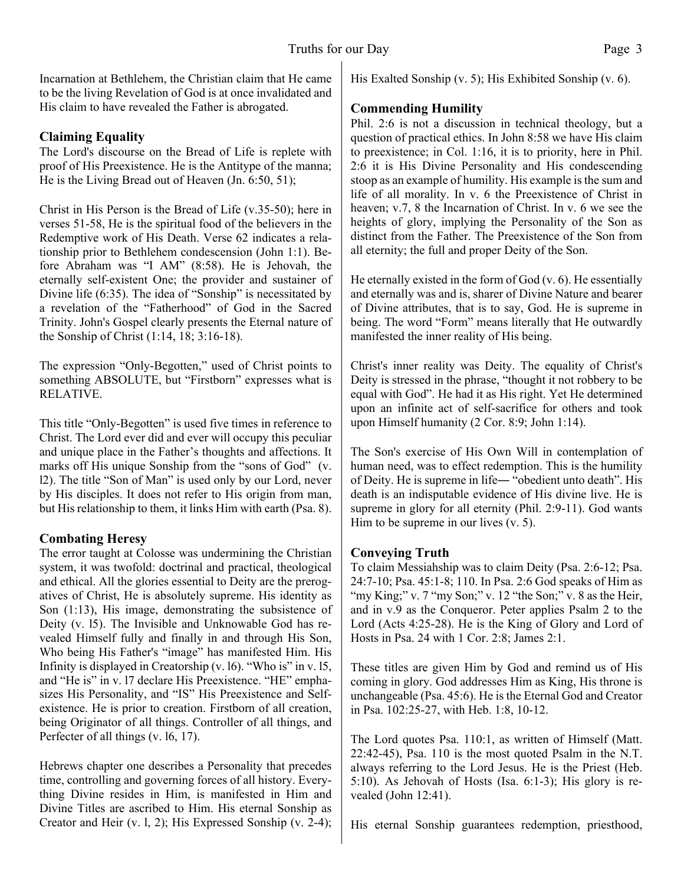Incarnation at Bethlehem, the Christian claim that He came to be the living Revelation of God is at once invalidated and His claim to have revealed the Father is abrogated.

### Claiming Equality

The Lord's discourse on the Bread of Life is replete with proof of His Preexistence. He is the Antitype of the manna; He is the Living Bread out of Heaven (Jn. 6:50, 51);

Christ in His Person is the Bread of Life (v.35-50); here in verses 51-58, He is the spiritual food of the believers in the Redemptive work of His Death. Verse 62 indicates a relationship prior to Bethlehem condescension (John 1:1). Before Abraham was "I AM" (8:58). He is Jehovah, the eternally self-existent One; the provider and sustainer of Divine life (6:35). The idea of "Sonship" is necessitated by a revelation of the "Fatherhood" of God in the Sacred Trinity. John's Gospel clearly presents the Eternal nature of the Sonship of Christ (1:14, 18; 3:16-18).

The expression "Only-Begotten," used of Christ points to something ABSOLUTE, but "Firstborn" expresses what is RELATIVE.

This title "Only-Begotten" is used five times in reference to Christ. The Lord ever did and ever will occupy this peculiar and unique place in the Father's thoughts and affections. It marks off His unique Sonship from the "sons of God" (v. l2). The title "Son of Man" is used only by our Lord, never by His disciples. It does not refer to His origin from man, but His relationship to them, it links Him with earth (Psa. 8).

### Combating Heresy

The error taught at Colosse was undermining the Christian system, it was twofold: doctrinal and practical, theological and ethical. All the glories essential to Deity are the prerogatives of Christ, He is absolutely supreme. His identity as Son (1:13), His image, demonstrating the subsistence of Deity (v. l5). The Invisible and Unknowable God has revealed Himself fully and finally in and through His Son, Who being His Father's "image" has manifested Him. His Infinity is displayed in Creatorship (v. l6). "Who is" in v. l5, and "He is" in v. l7 declare His Preexistence. "HE" emphasizes His Personality, and "IS" His Preexistence and Self-existence. He is prior to creation. Firstborn of all creation, being Originator of all things. Controller of all things, and Perfecter of all things (v. l6, 17).

Hebrews chapter one describes a Personality that precedes time, controlling and governing forces of all history. Everything Divine resides in Him, is manifested in Him and Divine Titles are ascribed to Him. His eternal Sonship as Creator and Heir (v. l, 2); His Expressed Sonship (v. 2-4); His Exalted Sonship (v. 5); His Exhibited Sonship (v. 6).

### Commending Humility

Phil. 2:6 is not a discussion in technical theology, but a question of practical ethics. In John 8:58 we have His claim to preexistence; in Col. 1:16, it is to priority, here in Phil. 2:6 it is His Divine Personality and His condescending stoop as an example of humility. His example is the sum and life of all morality. In v. 6 the Preexistence of Christ in heaven; v.7, 8 the Incarnation of Christ. In v. 6 we see the heights of glory, implying the Personality of the Son as distinct from the Father. The Preexistence of the Son from all eternity; the full and proper Deity of the Son.

He eternally existed in the form of God (v. 6). He essentially and eternally was and is, sharer of Divine Nature and bearer of Divine attributes, that is to say, God. He is supreme in being. The word "Form" means literally that He outwardly manifested the inner reality of His being.

Christ's inner reality was Deity. The equality of Christ's Deity is stressed in the phrase, "thought it not robbery to be equal with God". He had it as His right. Yet He determined upon an infinite act of self-sacrifice for others and took upon Himself humanity (2 Cor. 8:9; John 1:14).

The Son's exercise of His Own Will in contemplation of human need, was to effect redemption. This is the humility of Deity. He is supreme in life― "obedient unto death". His death is an indisputable evidence of His divine live. He is supreme in glory for all eternity (Phil. 2:9-11). God wants Him to be supreme in our lives (v. 5).

### Conveying Truth

To claim Messiahship was to claim Deity (Psa. 2:6-12; Psa. 24:7-10; Psa. 45:1-8; 110. In Psa. 2:6 God speaks of Him as "my King;" v. 7 "my Son;" v. 12 "the Son;" v. 8 as the Heir, and in v.9 as the Conqueror. Peter applies Psalm 2 to the Lord (Acts 4:25-28). He is the King of Glory and Lord of Hosts in Psa. 24 with 1 Cor. 2:8; James 2:1.

These titles are given Him by God and remind us of His coming in glory. God addresses Him as King, His throne is unchangeable (Psa. 45:6). He is the Eternal God and Creator in Psa. 102:25-27, with Heb. 1:8, 10-12.

The Lord quotes Psa. 110:1, as written of Himself (Matt. 22:42-45), Psa. 110 is the most quoted Psalm in the N.T. always referring to the Lord Jesus. He is the Priest (Heb. 5:10). As Jehovah of Hosts (Isa. 6:1-3); His glory is revealed (John 12:41).

His eternal Sonship guarantees redemption, priesthood,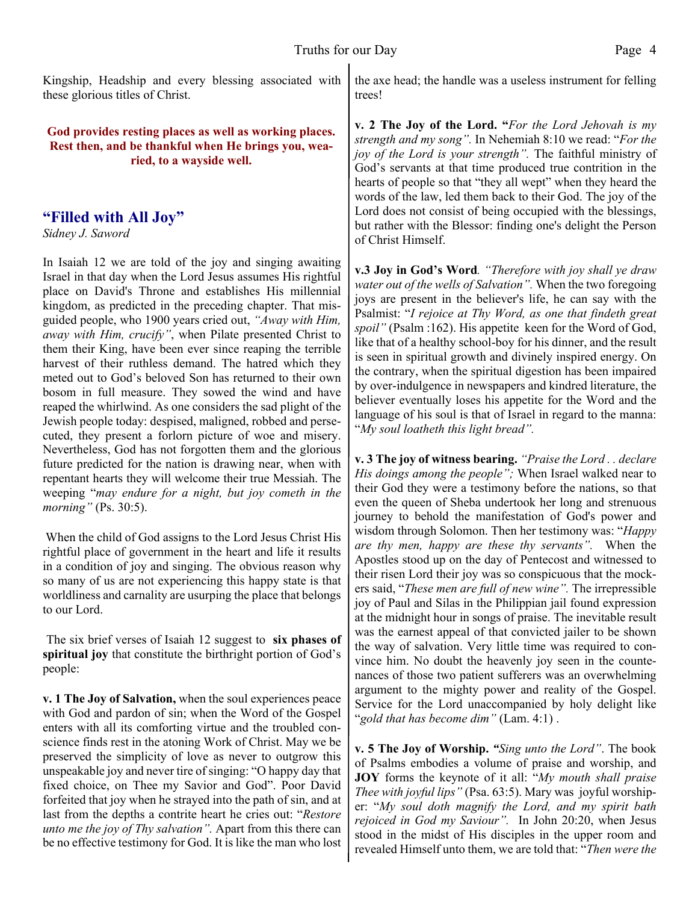Kingship, Headship and every blessing associated with these glorious titles of Christ.

**God provides resting places as well as working places. Rest then, and be thankful when He brings you, wearied, to a wayside well.**

## "Filled with All Joy"

*Sidney J. Saword*

In Isaiah 12 we are told of the joy and singing awaiting Israel in that day when the Lord Jesus assumes His rightful place on David's Throne and establishes His millennial kingdom, as predicted in the preceding chapter. That misguided people, who 1900 years cried out, *"Away with Him, away with Him, crucify"*, when Pilate presented Christ to them their King, have been ever since reaping the terrible harvest of their ruthless demand. The hatred which they meted out to God's beloved Son has returned to their own bosom in full measure. They sowed the wind and have reaped the whirlwind. As one considers the sad plight of the Jewish people today: despised, maligned, robbed and persecuted, they present a forlorn picture of woe and misery. Nevertheless, God has not forgotten them and the glorious future predicted for the nation is drawing near, when with repentant hearts they will welcome their true Messiah. The weeping "*may endure for a night, but joy cometh in the morning"* (Ps. 30:5).

When the child of God assigns to the Lord Jesus Christ His rightful place of government in the heart and life it results in a condition of joy and singing. The obvious reason why so many of us are not experiencing this happy state is that worldliness and carnality are usurping the place that belongs to our Lord.

The six brief verses of Isaiah 12 suggest to **six phases of spiritual joy** that constitute the birthright portion of God's people:

**v. 1 The Joy of Salvation,** when the soul experiences peace with God and pardon of sin; when the Word of the Gospel enters with all its comforting virtue and the troubled conscience finds rest in the atoning Work of Christ. May we be preserved the simplicity of love as never to outgrow this unspeakable joy and never tire of singing: "O happy day that fixed choice, on Thee my Savior and God". Poor David forfeited that joy when he strayed into the path of sin, and at last from the depths a contrite heart he cries out: "*Restore unto me the joy of Thy salvation".* Apart from this there can be no effective testimony for God. It is like the man who lost the axe head; the handle was a useless instrument for felling trees!

**v. 2 The Joy of the Lord. "***For the Lord Jehovah is my strength and my song".* In Nehemiah 8:10 we read: "*For the joy of the Lord is your strength".* The faithful ministry of God's servants at that time produced true contrition in the hearts of people so that "they all wept" when they heard the words of the law, led them back to their God. The joy of the Lord does not consist of being occupied with the blessings, but rather with the Blessor: finding one's delight the Person of Christ Himself.

**v.3 Joy in God's Word***. "Therefore with joy shall ye draw water out of the wells of Salvation".* When the two foregoing joys are present in the believer's life, he can say with the Psalmist: "*I rejoice at Thy Word, as one that findeth great spoil"* (Psalm :162). His appetite keen for the Word of God, like that of a healthy school-boy for his dinner, and the result is seen in spiritual growth and divinely inspired energy. On the contrary, when the spiritual digestion has been impaired by over-indulgence in newspapers and kindred literature, the believer eventually loses his appetite for the Word and the language of his soul is that of Israel in regard to the manna: "*My soul loatheth this light bread".*

**v. 3 The joy of witness bearing.** *"Praise the Lord . . declare His doings among the people";* When Israel walked near to their God they were a testimony before the nations, so that even the queen of Sheba undertook her long and strenuous journey to behold the manifestation of God's power and wisdom through Solomon. Then her testimony was: "*Happy are thy men, happy are these thy servants".* When the Apostles stood up on the day of Pentecost and witnessed to their risen Lord their joy was so conspicuous that the mockers said, "*These men are full of new wine".* The irrepressible joy of Paul and Silas in the Philippian jail found expression at the midnight hour in songs of praise. The inevitable result was the earnest appeal of that convicted jailer to be shown the way of salvation. Very little time was required to convince him. No doubt the heavenly joy seen in the countenances of those two patient sufferers was an overwhelming argument to the mighty power and reality of the Gospel. Service for the Lord unaccompanied by holy delight like "*gold that has become dim"* (Lam. 4:1) .

**v. 5 The Joy of Worship.** *"Sing unto the Lord"*. The book of Psalms embodies a volume of praise and worship, and **JOY** forms the keynote of it all: "*My mouth shall praise Thee with joyful lips"* (Psa. 63:5). Mary was joyful worshiper: "*My soul doth magnify the Lord, and my spirit bath rejoiced in God my Saviour".* In John 20:20, when Jesus stood in the midst of His disciples in the upper room and revealed Himself unto them, we are told that: "*Then were the*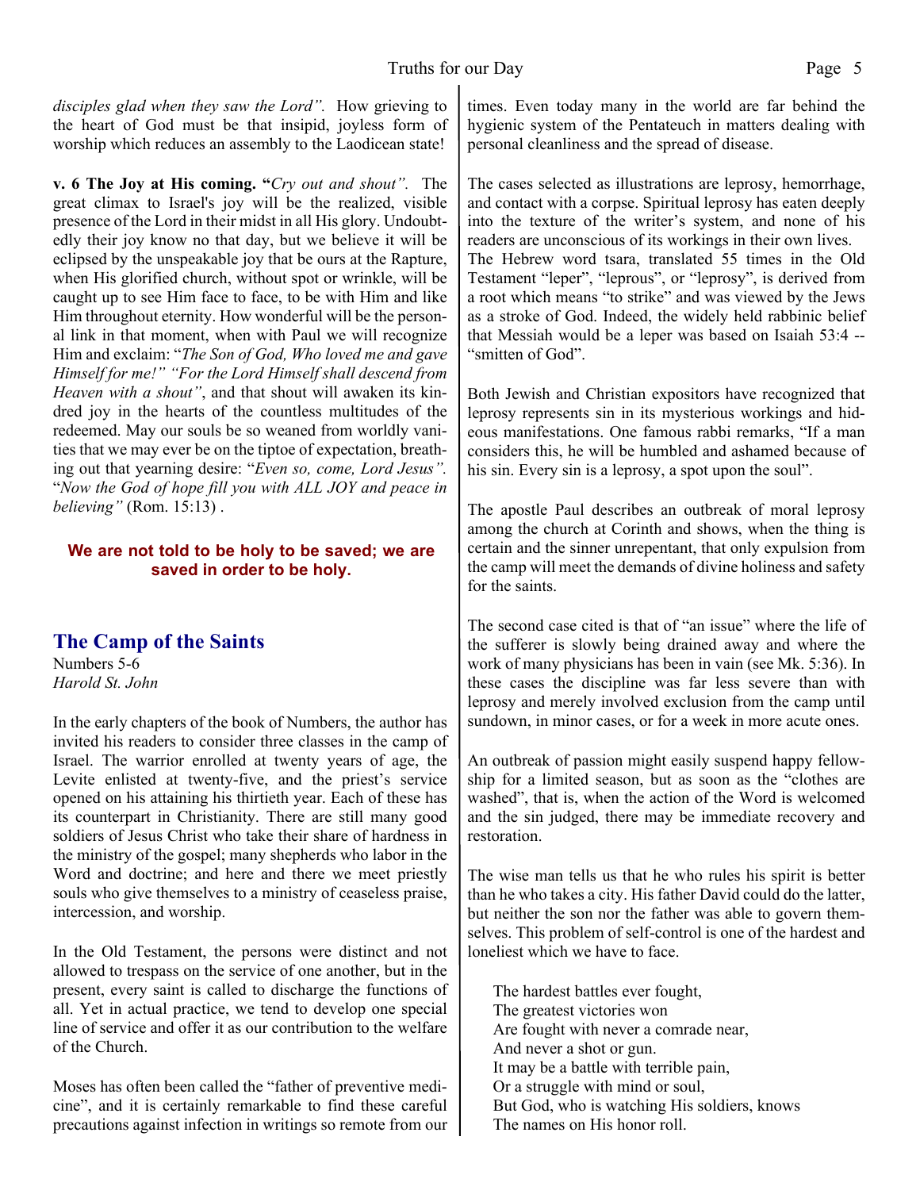*disciples glad when they saw the Lord".* How grieving to the heart of God must be that insipid, joyless form of worship which reduces an assembly to the Laodicean state!

**v. 6 The Joy at His coming. "***Cry out and shout".* The great climax to Israel's joy will be the realized, visible presence of the Lord in their midst in all His glory. Undoubtedly their joy know no that day, but we believe it will be eclipsed by the unspeakable joy that be ours at the Rapture, when His glorified church, without spot or wrinkle, will be caught up to see Him face to face, to be with Him and like Him throughout eternity. How wonderful will be the personal link in that moment, when with Paul we will recognize Him and exclaim: "*The Son of God, Who loved me and gave Himself for me!" "For the Lord Himself shall descend from Heaven with a shout"*, and that shout will awaken its kindred joy in the hearts of the countless multitudes of the redeemed. May our souls be so weaned from worldly vanities that we may ever be on the tiptoe of expectation, breathing out that yearning desire: "*Even so, come, Lord Jesus".* "*Now the God of hope fill you with ALL JOY and peace in believing"* (Rom. 15:13) .

**We are not told to be holy to be saved; we are saved in order to be holy.**

## The Camp of the Saints

Numbers 5-6
*Harold St. John*

In the early chapters of the book of Numbers, the author has invited his readers to consider three classes in the camp of Israel. The warrior enrolled at twenty years of age, the Levite enlisted at twenty-five, and the priest's service opened on his attaining his thirtieth year. Each of these has its counterpart in Christianity. There are still many good soldiers of Jesus Christ who take their share of hardness in the ministry of the gospel; many shepherds who labor in the Word and doctrine; and here and there we meet priestly souls who give themselves to a ministry of ceaseless praise, intercession, and worship.

In the Old Testament, the persons were distinct and not allowed to trespass on the service of one another, but in the present, every saint is called to discharge the functions of all. Yet in actual practice, we tend to develop one special line of service and offer it as our contribution to the welfare of the Church.

Moses has often been called the "father of preventive medicine", and it is certainly remarkable to find these careful precautions against infection in writings so remote from our times. Even today many in the world are far behind the hygienic system of the Pentateuch in matters dealing with personal cleanliness and the spread of disease.

The cases selected as illustrations are leprosy, hemorrhage, and contact with a corpse. Spiritual leprosy has eaten deeply into the texture of the writer's system, and none of his readers are unconscious of its workings in their own lives. The Hebrew word tsara, translated 55 times in the Old Testament "leper", "leprous", or "leprosy", is derived from a root which means "to strike" and was viewed by the Jews as a stroke of God. Indeed, the widely held rabbinic belief that Messiah would be a leper was based on Isaiah 53:4 -- "smitten of God".

Both Jewish and Christian expositors have recognized that leprosy represents sin in its mysterious workings and hideous manifestations. One famous rabbi remarks, "If a man considers this, he will be humbled and ashamed because of his sin. Every sin is a leprosy, a spot upon the soul".

The apostle Paul describes an outbreak of moral leprosy among the church at Corinth and shows, when the thing is certain and the sinner unrepentant, that only expulsion from the camp will meet the demands of divine holiness and safety for the saints.

The second case cited is that of "an issue" where the life of the sufferer is slowly being drained away and where the work of many physicians has been in vain (see Mk. 5:36). In these cases the discipline was far less severe than with leprosy and merely involved exclusion from the camp until sundown, in minor cases, or for a week in more acute ones.

An outbreak of passion might easily suspend happy fellowship for a limited season, but as soon as the "clothes are washed", that is, when the action of the Word is welcomed and the sin judged, there may be immediate recovery and restoration.

The wise man tells us that he who rules his spirit is better than he who takes a city. His father David could do the latter, but neither the son nor the father was able to govern themselves. This problem of self-control is one of the hardest and loneliest which we have to face.

> The hardest battles ever fought,
> The greatest victories won
> Are fought with never a comrade near,
> And never a shot or gun.
> It may be a battle with terrible pain,
> Or a struggle with mind or soul,
> But God, who is watching His soldiers, knows
> The names on His honor roll.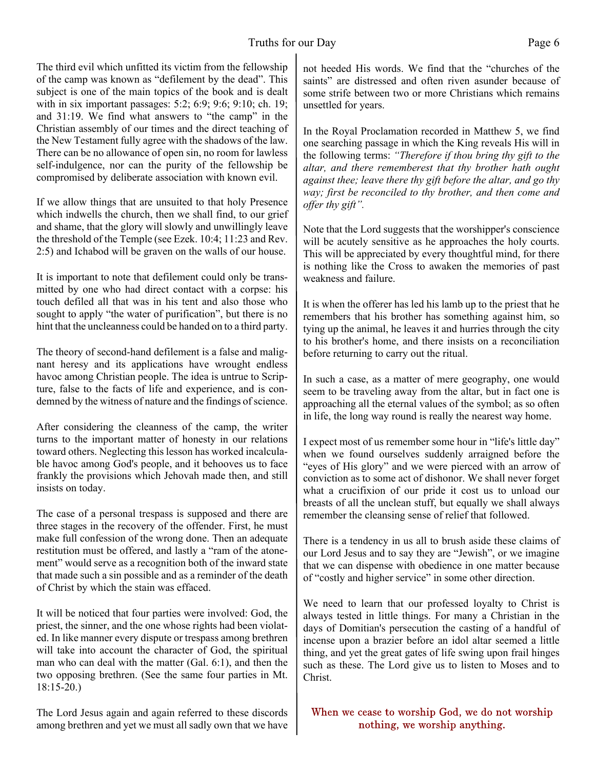The third evil which unfitted its victim from the fellowship of the camp was known as "defilement by the dead". This subject is one of the main topics of the book and is dealt with in six important passages: 5:2; 6:9; 9:6; 9:10; ch. 19; and 31:19. We find what answers to "the camp" in the Christian assembly of our times and the direct teaching of the New Testament fully agree with the shadows of the law. There can be no allowance of open sin, no room for lawless self-indulgence, nor can the purity of the fellowship be compromised by deliberate association with known evil.

If we allow things that are unsuited to that holy Presence which indwells the church, then we shall find, to our grief and shame, that the glory will slowly and unwillingly leave the threshold of the Temple (see Ezek. 10:4; 11:23 and Rev. 2:5) and Ichabod will be graven on the walls of our house.

It is important to note that defilement could only be transmitted by one who had direct contact with a corpse: his touch defiled all that was in his tent and also those who sought to apply "the water of purification", but there is no hint that the uncleanness could be handed on to a third party.

The theory of second-hand defilement is a false and malignant heresy and its applications have wrought endless havoc among Christian people. The idea is untrue to Scripture, false to the facts of life and experience, and is condemned by the witness of nature and the findings of science.

After considering the cleanness of the camp, the writer turns to the important matter of honesty in our relations toward others. Neglecting this lesson has worked incalculable havoc among God's people, and it behooves us to face frankly the provisions which Jehovah made then, and still insists on today.

The case of a personal trespass is supposed and there are three stages in the recovery of the offender. First, he must make full confession of the wrong done. Then an adequate restitution must be offered, and lastly a "ram of the atonement" would serve as a recognition both of the inward state that made such a sin possible and as a reminder of the death of Christ by which the stain was effaced.

It will be noticed that four parties were involved: God, the priest, the sinner, and the one whose rights had been violated. In like manner every dispute or trespass among brethren will take into account the character of God, the spiritual man who can deal with the matter (Gal. 6:1), and then the two opposing brethren. (See the same four parties in Mt. 18:15-20.)

The Lord Jesus again and again referred to these discords among brethren and yet we must all sadly own that we have not heeded His words. We find that the "churches of the saints" are distressed and often riven asunder because of some strife between two or more Christians which remains unsettled for years.

In the Royal Proclamation recorded in Matthew 5, we find one searching passage in which the King reveals His will in the following terms: *"Therefore if thou bring thy gift to the altar, and there rememberest that thy brother hath ought against thee; leave there thy gift before the altar, and go thy way; first be reconciled to thy brother, and then come and offer thy gift".*

Note that the Lord suggests that the worshipper's conscience will be acutely sensitive as he approaches the holy courts. This will be appreciated by every thoughtful mind, for there is nothing like the Cross to awaken the memories of past weakness and failure.

It is when the offerer has led his lamb up to the priest that he remembers that his brother has something against him, so tying up the animal, he leaves it and hurries through the city to his brother's home, and there insists on a reconciliation before returning to carry out the ritual.

In such a case, as a matter of mere geography, one would seem to be traveling away from the altar, but in fact one is approaching all the eternal values of the symbol; as so often in life, the long way round is really the nearest way home.

I expect most of us remember some hour in "life's little day" when we found ourselves suddenly arraigned before the "eyes of His glory" and we were pierced with an arrow of conviction as to some act of dishonor. We shall never forget what a crucifixion of our pride it cost us to unload our breasts of all the unclean stuff, but equally we shall always remember the cleansing sense of relief that followed.

There is a tendency in us all to brush aside these claims of our Lord Jesus and to say they are "Jewish", or we imagine that we can dispense with obedience in one matter because of "costly and higher service" in some other direction.

We need to learn that our professed loyalty to Christ is always tested in little things. For many a Christian in the days of Domitian's persecution the casting of a handful of incense upon a brazier before an idol altar seemed a little thing, and yet the great gates of life swing upon frail hinges such as these. The Lord give us to listen to Moses and to Christ.

When we cease to worship God, we do not worship nothing, we worship anything.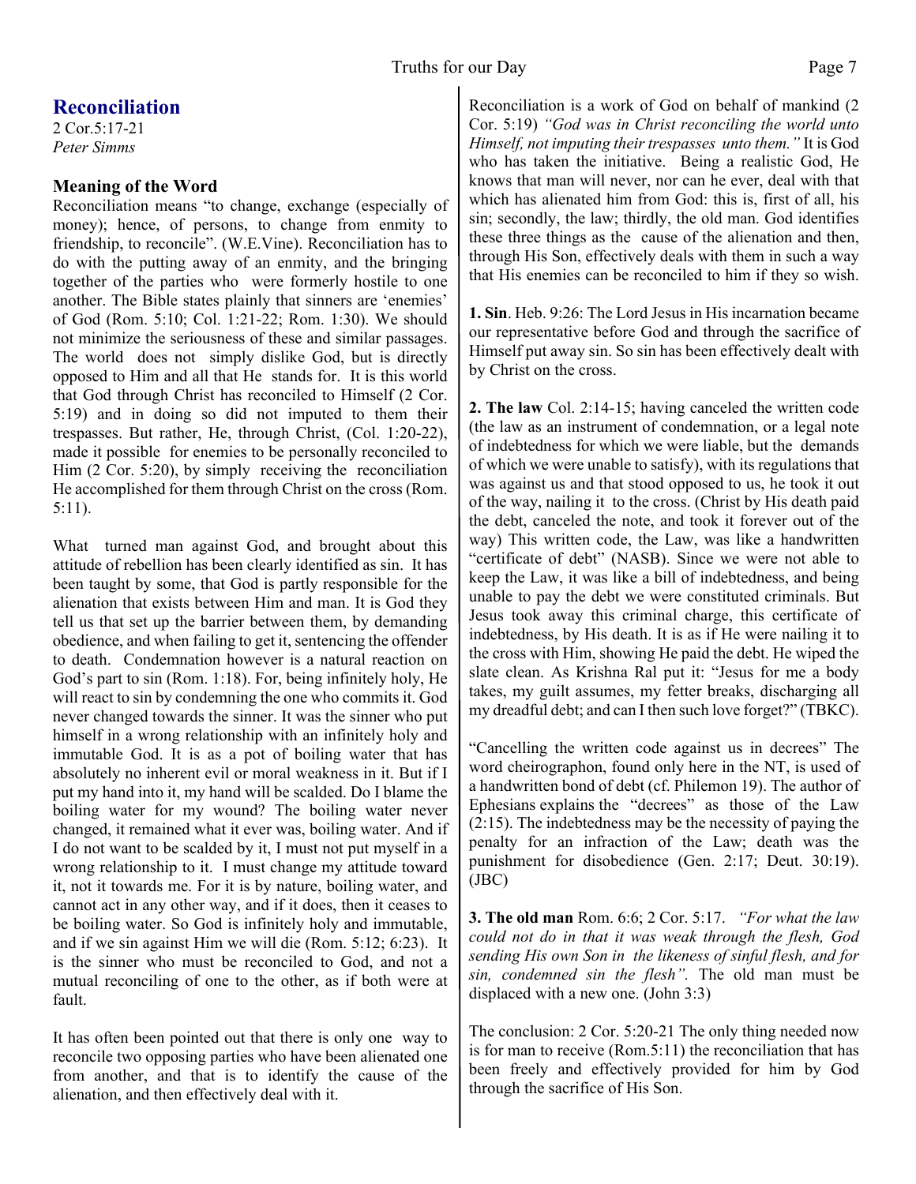## Reconciliation

2 Cor.5:17-21
*Peter Simms*

### Meaning of the Word

Reconciliation means "to change, exchange (especially of money); hence, of persons, to change from enmity to friendship, to reconcile". (W.E.Vine). Reconciliation has to do with the putting away of an enmity, and the bringing together of the parties who were formerly hostile to one another. The Bible states plainly that sinners are 'enemies' of God (Rom. 5:10; Col. 1:21-22; Rom. 1:30). We should not minimize the seriousness of these and similar passages. The world does not simply dislike God, but is directly opposed to Him and all that He stands for. It is this world that God through Christ has reconciled to Himself (2 Cor. 5:19) and in doing so did not imputed to them their trespasses. But rather, He, through Christ, (Col. 1:20-22), made it possible for enemies to be personally reconciled to Him (2 Cor. 5:20), by simply receiving the reconciliation He accomplished for them through Christ on the cross (Rom. 5:11).

What turned man against God, and brought about this attitude of rebellion has been clearly identified as sin. It has been taught by some, that God is partly responsible for the alienation that exists between Him and man. It is God they tell us that set up the barrier between them, by demanding obedience, and when failing to get it, sentencing the offender to death. Condemnation however is a natural reaction on God's part to sin (Rom. 1:18). For, being infinitely holy, He will react to sin by condemning the one who commits it. God never changed towards the sinner. It was the sinner who put himself in a wrong relationship with an infinitely holy and immutable God. It is as a pot of boiling water that has absolutely no inherent evil or moral weakness in it. But if I put my hand into it, my hand will be scalded. Do I blame the boiling water for my wound? The boiling water never changed, it remained what it ever was, boiling water. And if I do not want to be scalded by it, I must not put myself in a wrong relationship to it. I must change my attitude toward it, not it towards me. For it is by nature, boiling water, and cannot act in any other way, and if it does, then it ceases to be boiling water. So God is infinitely holy and immutable, and if we sin against Him we will die (Rom. 5:12; 6:23). It is the sinner who must be reconciled to God, and not a mutual reconciling of one to the other, as if both were at fault.

It has often been pointed out that there is only one way to reconcile two opposing parties who have been alienated one from another, and that is to identify the cause of the alienation, and then effectively deal with it.

Reconciliation is a work of God on behalf of mankind (2 Cor. 5:19) *"God was in Christ reconciling the world unto Himself, not imputing their trespasses unto them."* It is God who has taken the initiative. Being a realistic God, He knows that man will never, nor can he ever, deal with that which has alienated him from God: this is, first of all, his sin; secondly, the law; thirdly, the old man. God identifies these three things as the cause of the alienation and then, through His Son, effectively deals with them in such a way that His enemies can be reconciled to him if they so wish.

**1. Sin**. Heb. 9:26: The Lord Jesus in His incarnation became our representative before God and through the sacrifice of Himself put away sin. So sin has been effectively dealt with by Christ on the cross.

**2. The law** Col. 2:14-15; having canceled the written code (the law as an instrument of condemnation, or a legal note of indebtedness for which we were liable, but the demands of which we were unable to satisfy), with its regulations that was against us and that stood opposed to us, he took it out of the way, nailing it to the cross. (Christ by His death paid the debt, canceled the note, and took it forever out of the way) This written code, the Law, was like a handwritten "certificate of debt" (NASB). Since we were not able to keep the Law, it was like a bill of indebtedness, and being unable to pay the debt we were constituted criminals. But Jesus took away this criminal charge, this certificate of indebtedness, by His death. It is as if He were nailing it to the cross with Him, showing He paid the debt. He wiped the slate clean. As Krishna Ral put it: "Jesus for me a body takes, my guilt assumes, my fetter breaks, discharging all my dreadful debt; and can I then such love forget?" (TBKC).

"Cancelling the written code against us in decrees" The word cheirographon, found only here in the NT, is used of a handwritten bond of debt (cf. Philemon 19). The author of Ephesians explains the "decrees" as those of the Law (2:15). The indebtedness may be the necessity of paying the penalty for an infraction of the Law; death was the punishment for disobedience (Gen. 2:17; Deut. 30:19). (JBC)

**3. The old man** Rom. 6:6; 2 Cor. 5:17. *"For what the law could not do in that it was weak through the flesh, God sending His own Son in the likeness of sinful flesh, and for sin, condemned sin the flesh".* The old man must be displaced with a new one. (John 3:3)

The conclusion: 2 Cor. 5:20-21 The only thing needed now is for man to receive (Rom.5:11) the reconciliation that has been freely and effectively provided for him by God through the sacrifice of His Son.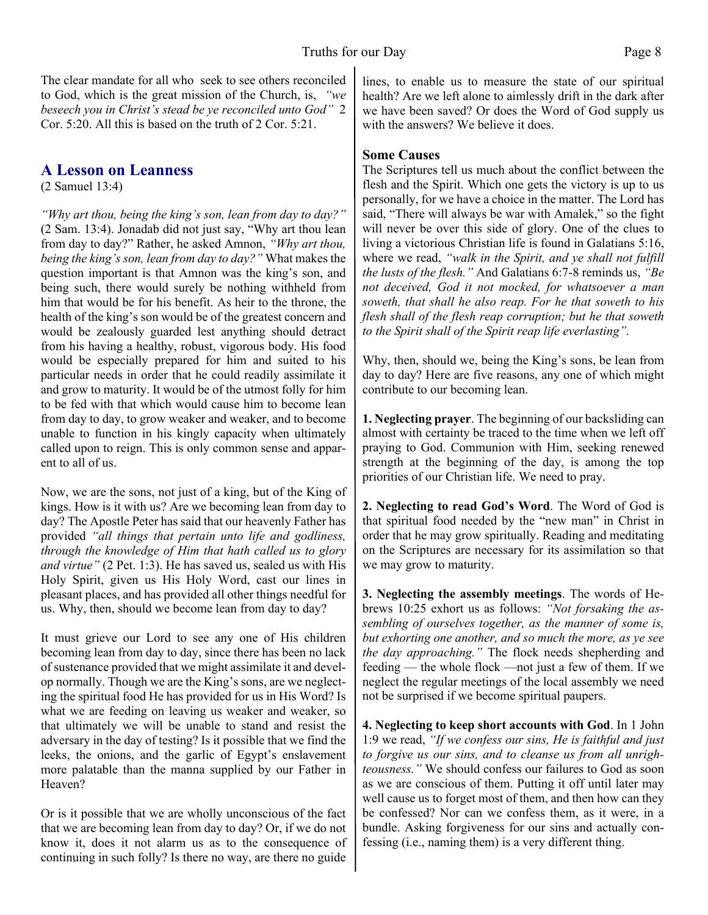The clear mandate for all who seek to see others reconciled to God, which is the great mission of the Church, is, *"we beseech you in Christ's stead be ye reconciled unto God"* 2 Cor. 5:20. All this is based on the truth of 2 Cor. 5:21.

## A Lesson on Leanness

(2 Samuel 13:4)

*"Why art thou, being the king's son, lean from day to day?"* (2 Sam. 13:4). Jonadab did not just say, "Why art thou lean from day to day?" Rather, he asked Amnon, *"Why art thou, being the king's son, lean from day to day?"* What makes the question important is that Amnon was the king's son, and being such, there would surely be nothing withheld from him that would be for his benefit. As heir to the throne, the health of the king's son would be of the greatest concern and would be zealously guarded lest anything should detract from his having a healthy, robust, vigorous body. His food would be especially prepared for him and suited to his particular needs in order that he could readily assimilate it and grow to maturity. It would be of the utmost folly for him to be fed with that which would cause him to become lean from day to day, to grow weaker and weaker, and to become unable to function in his kingly capacity when ultimately called upon to reign. This is only common sense and apparent to all of us.

Now, we are the sons, not just of a king, but of the King of kings. How is it with us? Are we becoming lean from day to day? The Apostle Peter has said that our heavenly Father has provided *"all things that pertain unto life and godliness, through the knowledge of Him that hath called us to glory and virtue"* (2 Pet. 1:3). He has saved us, sealed us with His Holy Spirit, given us His Holy Word, cast our lines in pleasant places, and has provided all other things needful for us. Why, then, should we become lean from day to day?

It must grieve our Lord to see any one of His children becoming lean from day to day, since there has been no lack of sustenance provided that we might assimilate it and develop normally. Though we are the King's sons, are we neglecting the spiritual food He has provided for us in His Word? Is what we are feeding on leaving us weaker and weaker, so that ultimately we will be unable to stand and resist the adversary in the day of testing? Is it possible that we find the leeks, the onions, and the garlic of Egypt's enslavement more palatable than the manna supplied by our Father in Heaven?

Or is it possible that we are wholly unconscious of the fact that we are becoming lean from day to day? Or, if we do not know it, does it not alarm us as to the consequence of continuing in such folly? Is there no way, are there no guide lines, to enable us to measure the state of our spiritual health? Are we left alone to aimlessly drift in the dark after we have been saved? Or does the Word of God supply us with the answers? We believe it does.

### Some Causes

The Scriptures tell us much about the conflict between the flesh and the Spirit. Which one gets the victory is up to us personally, for we have a choice in the matter. The Lord has said, "There will always be war with Amalek," so the fight will never be over this side of glory. One of the clues to living a victorious Christian life is found in Galatians 5:16, where we read, *"walk in the Spirit, and ye shall not fulfill the lusts of the flesh."* And Galatians 6:7-8 reminds us, *"Be not deceived, God it not mocked, for whatsoever a man soweth, that shall he also reap. For he that soweth to his flesh shall of the flesh reap corruption; but he that soweth to the Spirit shall of the Spirit reap life everlasting".*

Why, then, should we, being the King's sons, be lean from day to day? Here are five reasons, any one of which might contribute to our becoming lean.

**1. Neglecting prayer**. The beginning of our backsliding can almost with certainty be traced to the time when we left off praying to God. Communion with Him, seeking renewed strength at the beginning of the day, is among the top priorities of our Christian life. We need to pray.

**2. Neglecting to read God's Word**. The Word of God is that spiritual food needed by the "new man" in Christ in order that he may grow spiritually. Reading and meditating on the Scriptures are necessary for its assimilation so that we may grow to maturity.

**3. Neglecting the assembly meetings**. The words of Hebrews 10:25 exhort us as follows: *"Not forsaking the assembling of ourselves together, as the manner of some is, but exhorting one another, and so much the more, as ye see the day approaching."* The flock needs shepherding and feeding — the whole flock —not just a few of them. If we neglect the regular meetings of the local assembly we need not be surprised if we become spiritual paupers.

**4. Neglecting to keep short accounts with God**. In 1 John 1:9 we read, *"If we confess our sins, He is faithful and just to forgive us our sins, and to cleanse us from all unrighteousness."* We should confess our failures to God as soon as we are conscious of them. Putting it off until later may well cause us to forget most of them, and then how can they be confessed? Nor can we confess them, as it were, in a bundle. Asking forgiveness for our sins and actually confessing (i.e., naming them) is a very different thing.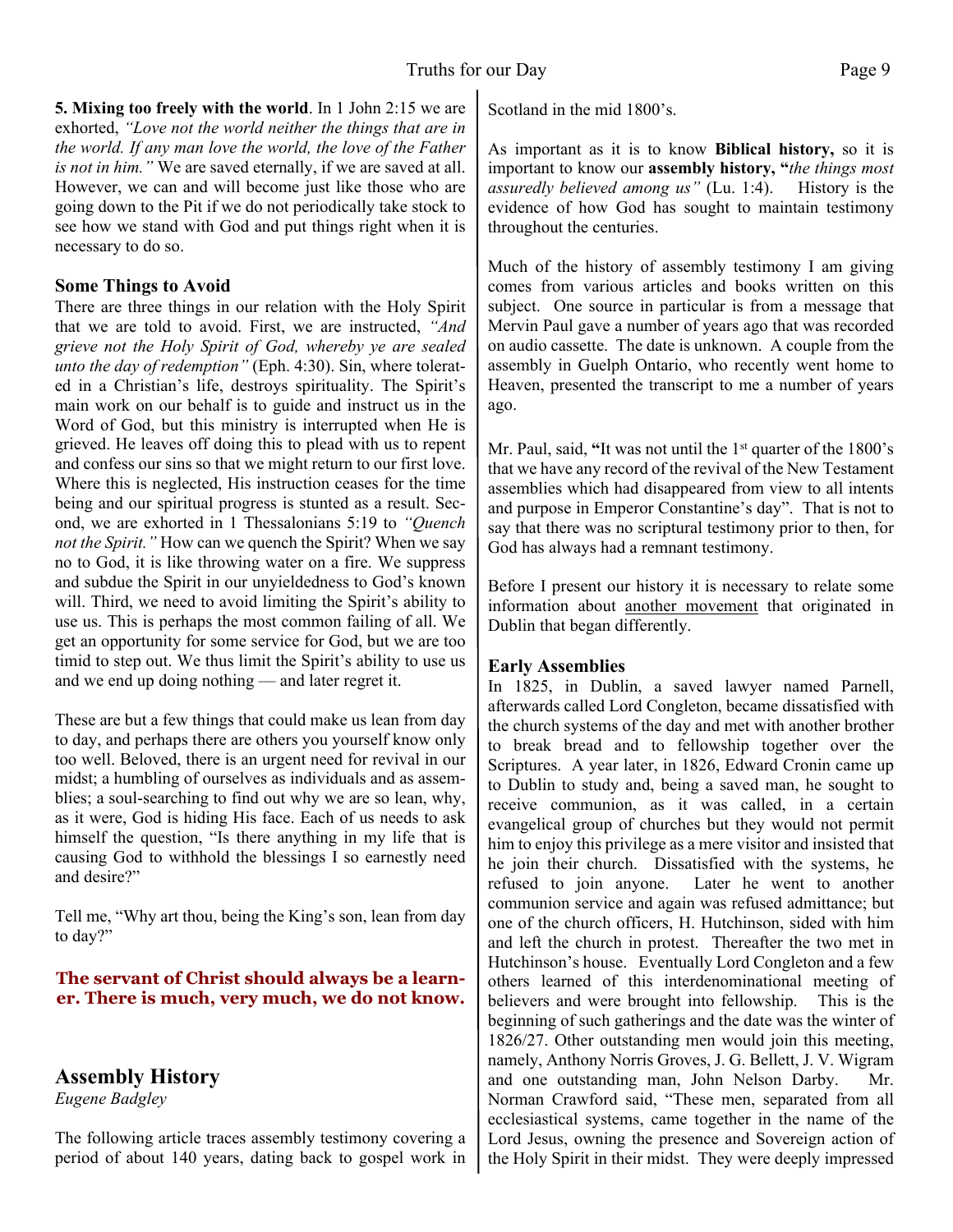**5. Mixing too freely with the world**. In 1 John 2:15 we are exhorted, *"Love not the world neither the things that are in the world. If any man love the world, the love of the Father is not in him."* We are saved eternally, if we are saved at all. However, we can and will become just like those who are going down to the Pit if we do not periodically take stock to see how we stand with God and put things right when it is necessary to do so.

### Some Things to Avoid

There are three things in our relation with the Holy Spirit that we are told to avoid. First, we are instructed, *"And grieve not the Holy Spirit of God, whereby ye are sealed unto the day of redemption"* (Eph. 4:30). Sin, where tolerated in a Christian's life, destroys spirituality. The Spirit's main work on our behalf is to guide and instruct us in the Word of God, but this ministry is interrupted when He is grieved. He leaves off doing this to plead with us to repent and confess our sins so that we might return to our first love. Where this is neglected, His instruction ceases for the time being and our spiritual progress is stunted as a result. Second, we are exhorted in 1 Thessalonians 5:19 to *"Quench not the Spirit."* How can we quench the Spirit? When we say no to God, it is like throwing water on a fire. We suppress and subdue the Spirit in our unyieldedness to God's known will. Third, we need to avoid limiting the Spirit's ability to use us. This is perhaps the most common failing of all. We get an opportunity for some service for God, but we are too timid to step out. We thus limit the Spirit's ability to use us and we end up doing nothing — and later regret it.

These are but a few things that could make us lean from day to day, and perhaps there are others you yourself know only too well. Beloved, there is an urgent need for revival in our midst; a humbling of ourselves as individuals and as assemblies; a soul-searching to find out why we are so lean, why, as it were, God is hiding His face. Each of us needs to ask himself the question, "Is there anything in my life that is causing God to withhold the blessings I so earnestly need and desire?"

Tell me, "Why art thou, being the King's son, lean from day to day?"

**The servant of Christ should always be a learner. There is much, very much, we do not know.**

## Assembly History

*Eugene Badgley*

The following article traces assembly testimony covering a period of about 140 years, dating back to gospel work in Scotland in the mid 1800's.

As important as it is to know **Biblical history,** so it is important to know our **assembly history, "***the things most assuredly believed among us"* (Lu. 1:4). History is the evidence of how God has sought to maintain testimony throughout the centuries.

Much of the history of assembly testimony I am giving comes from various articles and books written on this subject. One source in particular is from a message that Mervin Paul gave a number of years ago that was recorded on audio cassette. The date is unknown. A couple from the assembly in Guelph Ontario, who recently went home to Heaven, presented the transcript to me a number of years ago.

Mr. Paul, said, **"**It was not until the 1st quarter of the 1800's that we have any record of the revival of the New Testament assemblies which had disappeared from view to all intents and purpose in Emperor Constantine's day". That is not to say that there was no scriptural testimony prior to then, for God has always had a remnant testimony.

Before I present our history it is necessary to relate some information about another movement that originated in Dublin that began differently.

### Early Assemblies

In 1825, in Dublin, a saved lawyer named Parnell, afterwards called Lord Congleton, became dissatisfied with the church systems of the day and met with another brother to break bread and to fellowship together over the Scriptures. A year later, in 1826, Edward Cronin came up to Dublin to study and, being a saved man, he sought to receive communion, as it was called, in a certain evangelical group of churches but they would not permit him to enjoy this privilege as a mere visitor and insisted that he join their church. Dissatisfied with the systems, he refused to join anyone. Later he went to another communion service and again was refused admittance; but one of the church officers, H. Hutchinson, sided with him and left the church in protest. Thereafter the two met in Hutchinson's house. Eventually Lord Congleton and a few others learned of this interdenominational meeting of believers and were brought into fellowship. This is the beginning of such gatherings and the date was the winter of 1826/27. Other outstanding men would join this meeting, namely, Anthony Norris Groves, J. G. Bellett, J. V. Wigram and one outstanding man, John Nelson Darby. Mr. Norman Crawford said, "These men, separated from all ecclesiastical systems, came together in the name of the Lord Jesus, owning the presence and Sovereign action of the Holy Spirit in their midst. They were deeply impressed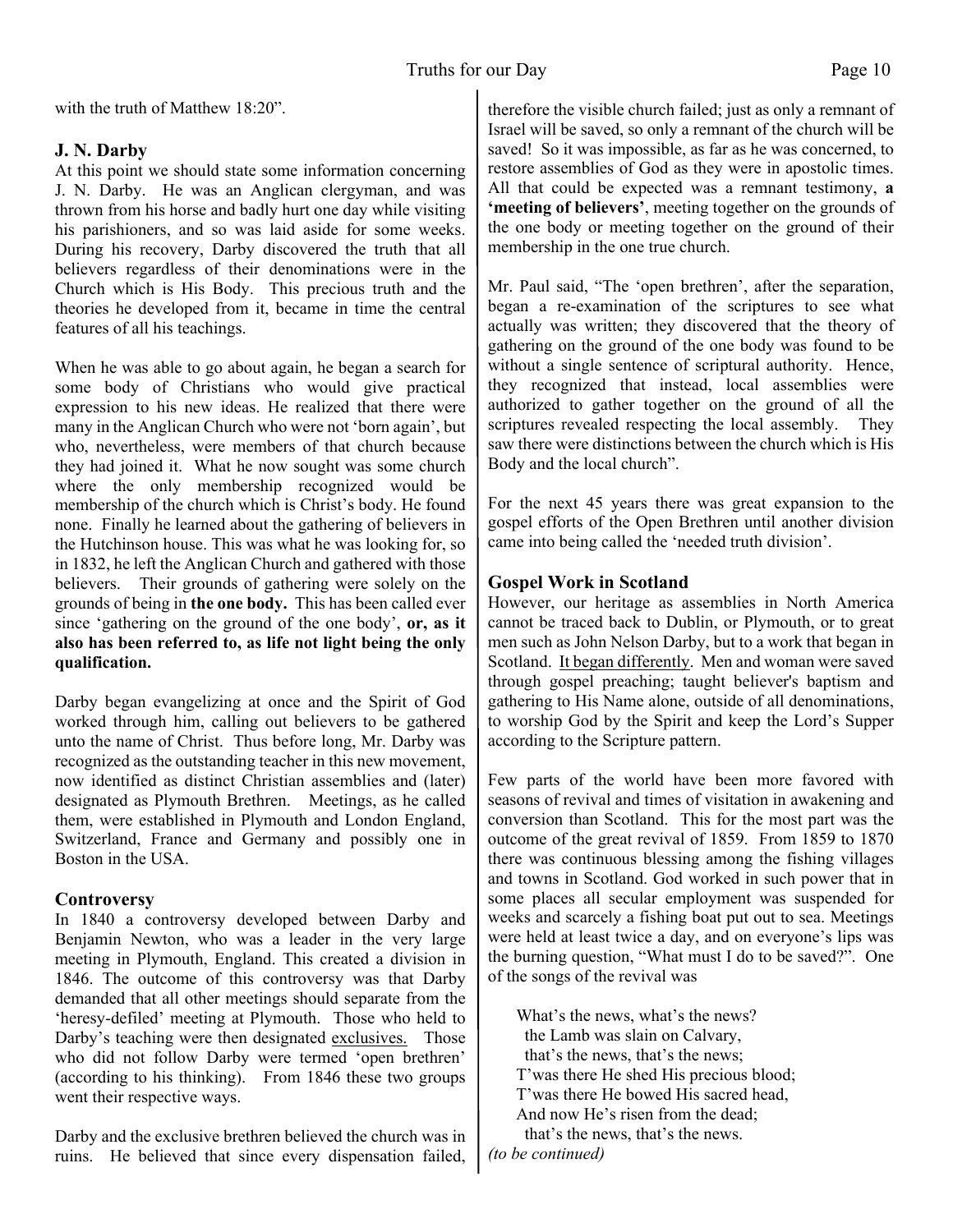with the truth of Matthew 18:20".

### J. N. Darby

At this point we should state some information concerning J. N. Darby. He was an Anglican clergyman, and was thrown from his horse and badly hurt one day while visiting his parishioners, and so was laid aside for some weeks. During his recovery, Darby discovered the truth that all believers regardless of their denominations were in the Church which is His Body. This precious truth and the theories he developed from it, became in time the central features of all his teachings.

When he was able to go about again, he began a search for some body of Christians who would give practical expression to his new ideas. He realized that there were many in the Anglican Church who were not 'born again', but who, nevertheless, were members of that church because they had joined it. What he now sought was some church where the only membership recognized would be membership of the church which is Christ's body. He found none. Finally he learned about the gathering of believers in the Hutchinson house. This was what he was looking for, so in 1832, he left the Anglican Church and gathered with those believers. Their grounds of gathering were solely on the grounds of being in **the one body.** This has been called ever since 'gathering on the ground of the one body', **or, as it also has been referred to, as life not light being the only qualification.**

Darby began evangelizing at once and the Spirit of God worked through him, calling out believers to be gathered unto the name of Christ. Thus before long, Mr. Darby was recognized as the outstanding teacher in this new movement, now identified as distinct Christian assemblies and (later) designated as Plymouth Brethren. Meetings, as he called them, were established in Plymouth and London England, Switzerland, France and Germany and possibly one in Boston in the USA.

### Controversy

In 1840 a controversy developed between Darby and Benjamin Newton, who was a leader in the very large meeting in Plymouth, England. This created a division in 1846. The outcome of this controversy was that Darby demanded that all other meetings should separate from the 'heresy-defiled' meeting at Plymouth. Those who held to Darby's teaching were then designated exclusives. Those who did not follow Darby were termed 'open brethren' (according to his thinking). From 1846 these two groups went their respective ways.

Darby and the exclusive brethren believed the church was in ruins. He believed that since every dispensation failed, therefore the visible church failed; just as only a remnant of Israel will be saved, so only a remnant of the church will be saved! So it was impossible, as far as he was concerned, to restore assemblies of God as they were in apostolic times. All that could be expected was a remnant testimony, **a 'meeting of believers'**, meeting together on the grounds of the one body or meeting together on the ground of their membership in the one true church.

Mr. Paul said, "The 'open brethren', after the separation, began a re-examination of the scriptures to see what actually was written; they discovered that the theory of gathering on the ground of the one body was found to be without a single sentence of scriptural authority. Hence, they recognized that instead, local assemblies were authorized to gather together on the ground of all the scriptures revealed respecting the local assembly. They saw there were distinctions between the church which is His Body and the local church".

For the next 45 years there was great expansion to the gospel efforts of the Open Brethren until another division came into being called the 'needed truth division'.

### Gospel Work in Scotland

However, our heritage as assemblies in North America cannot be traced back to Dublin, or Plymouth, or to great men such as John Nelson Darby, but to a work that began in Scotland. It began differently. Men and woman were saved through gospel preaching; taught believer's baptism and gathering to His Name alone, outside of all denominations, to worship God by the Spirit and keep the Lord's Supper according to the Scripture pattern.

Few parts of the world have been more favored with seasons of revival and times of visitation in awakening and conversion than Scotland. This for the most part was the outcome of the great revival of 1859. From 1859 to 1870 there was continuous blessing among the fishing villages and towns in Scotland. God worked in such power that in some places all secular employment was suspended for weeks and scarcely a fishing boat put out to sea. Meetings were held at least twice a day, and on everyone's lips was the burning question, "What must I do to be saved?". One of the songs of the revival was

What's the news, what's the news?  
the Lamb was slain on Calvary,  
that's the news, that's the news;  
T'was there He shed His precious blood;  
T'was there He bowed His sacred head,  
And now He's risen from the dead;  
that's the news, that's the news.

*(to be continued)*